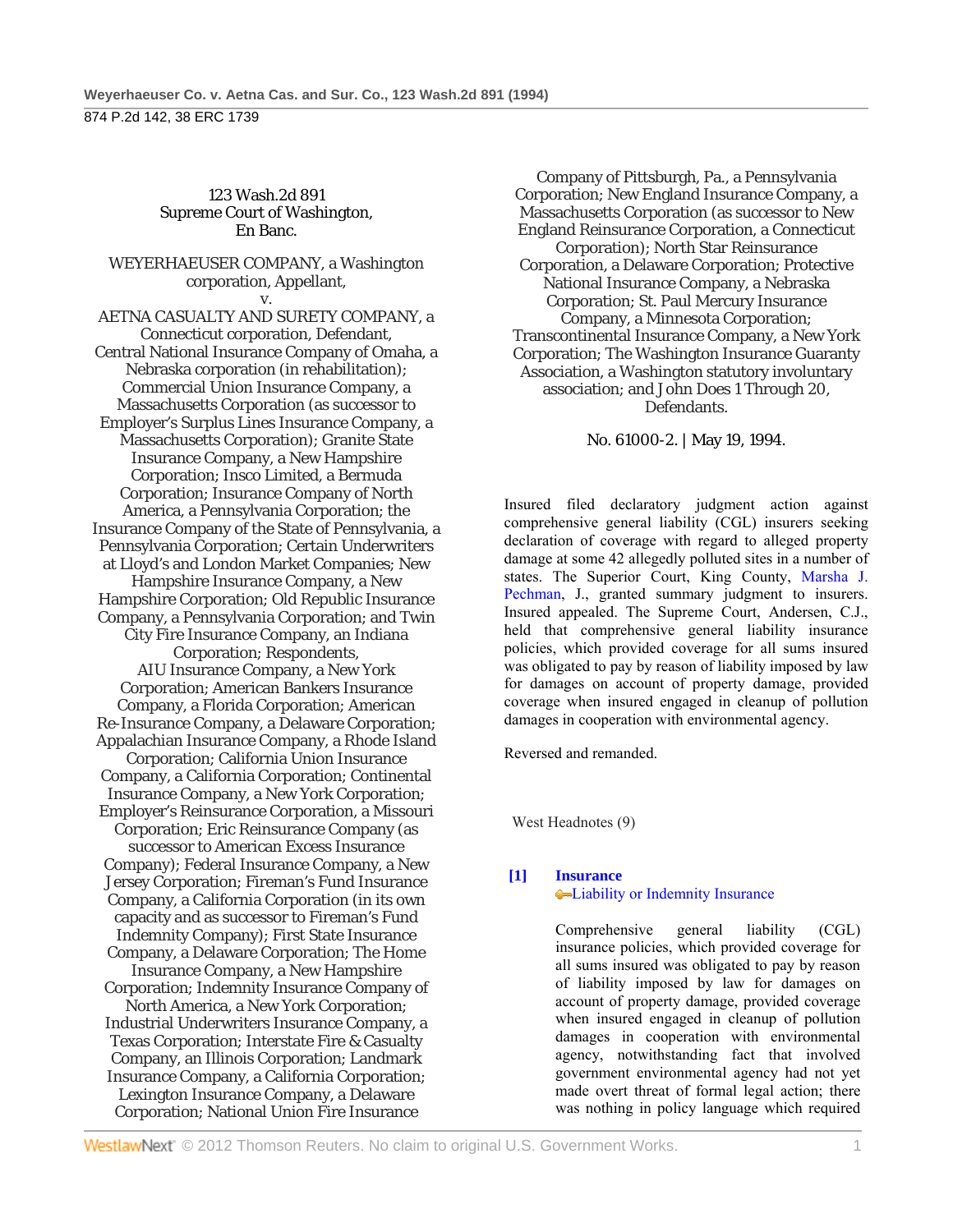123 Wash.2d 891
Supreme Court of Washington,
En Banc.

WEYERHAEUSER COMPANY, a Washington corporation, Appellant,
v.
AETNA CASUALTY AND SURETY COMPANY, a Connecticut corporation, Defendant,
Central National Insurance Company of Omaha, a Nebraska corporation (in rehabilitation); Commercial Union Insurance Company, a Massachusetts Corporation (as successor to Employer's Surplus Lines Insurance Company, a Massachusetts Corporation); Granite State Insurance Company, a New Hampshire Corporation; Insco Limited, a Bermuda Corporation; Insurance Company of North America, a Pennsylvania Corporation; the Insurance Company of the State of Pennsylvania, a Pennsylvania Corporation; Certain Underwriters at Lloyd's and London Market Companies; New Hampshire Insurance Company, a New Hampshire Corporation; Old Republic Insurance Company, a Pennsylvania Corporation; and Twin City Fire Insurance Company, an Indiana Corporation; Respondents,
AIU Insurance Company, a New York Corporation; American Bankers Insurance Company, a Florida Corporation; American Re-Insurance Company, a Delaware Corporation; Appalachian Insurance Company, a Rhode Island Corporation; California Union Insurance Company, a California Corporation; Continental Insurance Company, a New York Corporation; Employer's Reinsurance Corporation, a Missouri Corporation; Eric Reinsurance Company (as successor to American Excess Insurance Company); Federal Insurance Company, a New Jersey Corporation; Fireman's Fund Insurance Company, a California Corporation (in its own capacity and as successor to Fireman's Fund Indemnity Company); First State Insurance Company, a Delaware Corporation; The Home Insurance Company, a New Hampshire Corporation; Indemnity Insurance Company of North America, a New York Corporation; Industrial Underwriters Insurance Company, a Texas Corporation; Interstate Fire & Casualty Company, an Illinois Corporation; Landmark Insurance Company, a California Corporation; Lexington Insurance Company, a Delaware Corporation; National Union Fire Insurance Company of Pittsburgh, Pa., a Pennsylvania Corporation; New England Insurance Company, a Massachusetts Corporation (as successor to New England Reinsurance Corporation, a Connecticut Corporation); North Star Reinsurance Corporation, a Delaware Corporation; Protective National Insurance Company, a Nebraska Corporation; St. Paul Mercury Insurance Company, a Minnesota Corporation; Transcontinental Insurance Company, a New York Corporation; The Washington Insurance Guaranty Association, a Washington statutory involuntary association; and John Does 1 Through 20, Defendants.

No. 61000-2. | May 19, 1994.

Insured filed declaratory judgment action against comprehensive general liability (CGL) insurers seeking declaration of coverage with regard to alleged property damage at some 42 allegedly polluted sites in a number of states. The Superior Court, King County, Marsha J. Pechman, J., granted summary judgment to insurers. Insured appealed. The Supreme Court, Andersen, C.J., held that comprehensive general liability insurance policies, which provided coverage for all sums insured was obligated to pay by reason of liability imposed by law for damages on account of property damage, provided coverage when insured engaged in cleanup of pollution damages in cooperation with environmental agency.

Reversed and remanded.

West Headnotes (9)

**[1] Insurance**
Liability or Indemnity Insurance

Comprehensive general liability (CGL) insurance policies, which provided coverage for all sums insured was obligated to pay by reason of liability imposed by law for damages on account of property damage, provided coverage when insured engaged in cleanup of pollution damages in cooperation with environmental agency, notwithstanding fact that involved government environmental agency had not yet made overt threat of formal legal action; there was nothing in policy language which required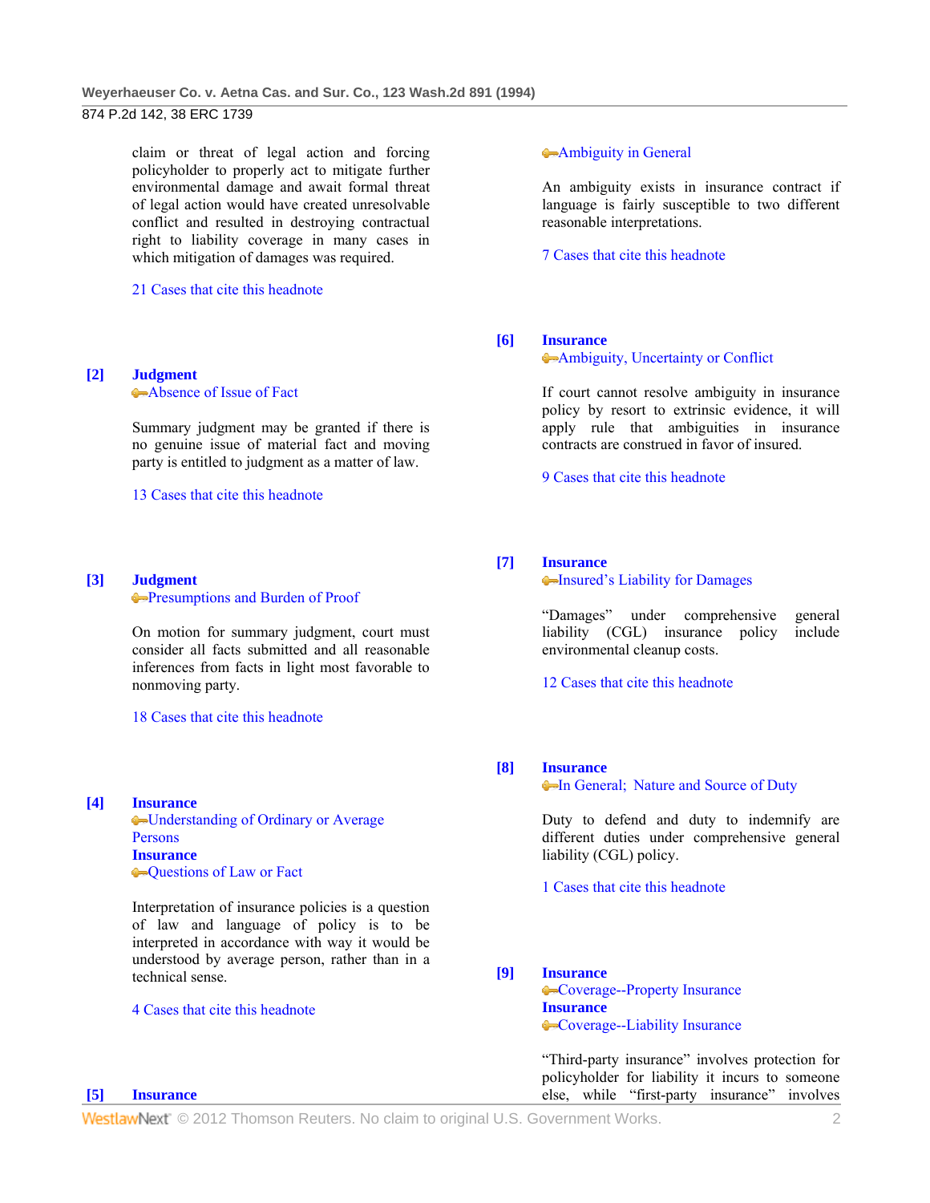claim or threat of legal action and forcing policyholder to properly act to mitigate further environmental damage and await formal threat of legal action would have created unresolvable conflict and resulted in destroying contractual right to liability coverage in many cases in which mitigation of damages was required.

21 Cases that cite this headnote

**[2] Judgment**
Absence of Issue of Fact

Summary judgment may be granted if there is no genuine issue of material fact and moving party is entitled to judgment as a matter of law.

13 Cases that cite this headnote

**[3] Judgment**
Presumptions and Burden of Proof

On motion for summary judgment, court must consider all facts submitted and all reasonable inferences from facts in light most favorable to nonmoving party.

18 Cases that cite this headnote

**[4] Insurance**
Understanding of Ordinary or Average Persons
**Insurance**
Questions of Law or Fact

Interpretation of insurance policies is a question of law and language of policy is to be interpreted in accordance with way it would be understood by average person, rather than in a technical sense.

4 Cases that cite this headnote

**[5] Insurance**
Ambiguity in General

An ambiguity exists in insurance contract if language is fairly susceptible to two different reasonable interpretations.

7 Cases that cite this headnote

**[6] Insurance**
Ambiguity, Uncertainty or Conflict

If court cannot resolve ambiguity in insurance policy by resort to extrinsic evidence, it will apply rule that ambiguities in insurance contracts are construed in favor of insured.

9 Cases that cite this headnote

**[7] Insurance**
Insured's Liability for Damages

"Damages" under comprehensive general liability (CGL) insurance policy include environmental cleanup costs.

12 Cases that cite this headnote

**[8] Insurance**
In General; Nature and Source of Duty

Duty to defend and duty to indemnify are different duties under comprehensive general liability (CGL) policy.

1 Cases that cite this headnote

**[9] Insurance**
Coverage--Property Insurance
**Insurance**
Coverage--Liability Insurance

"Third-party insurance" involves protection for policyholder for liability it incurs to someone else, while "first-party insurance" involves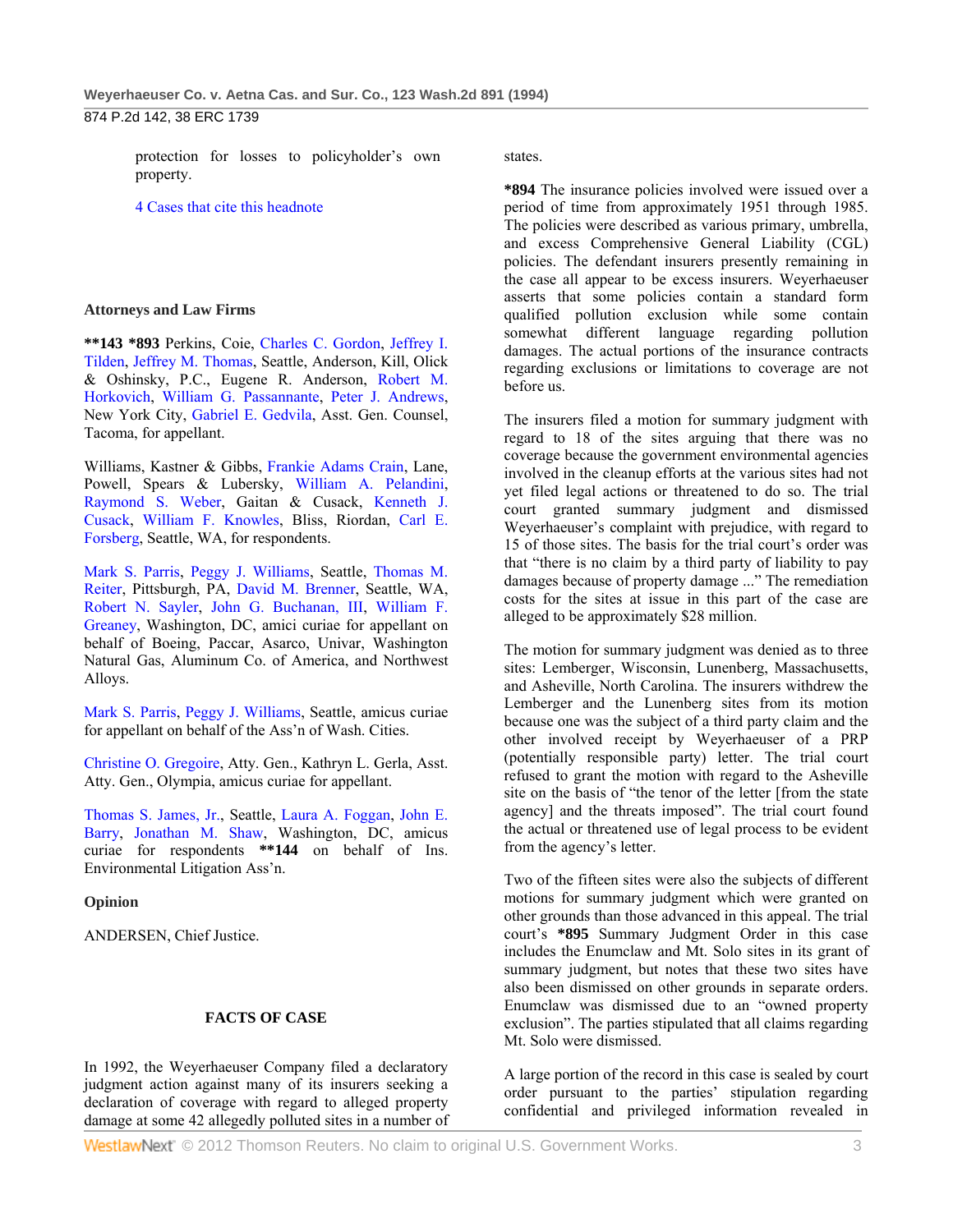protection for losses to policyholder's own property.

4 Cases that cite this headnote

### Attorneys and Law Firms

**\*\*143 \*893** Perkins, Coie, Charles C. Gordon, Jeffrey I. Tilden, Jeffrey M. Thomas, Seattle, Anderson, Kill, Olick & Oshinsky, P.C., Eugene R. Anderson, Robert M. Horkovich, William G. Passannante, Peter J. Andrews, New York City, Gabriel E. Gedvila, Asst. Gen. Counsel, Tacoma, for appellant.

Williams, Kastner & Gibbs, Frankie Adams Crain, Lane, Powell, Spears & Lubersky, William A. Pelandini, Raymond S. Weber, Gaitan & Cusack, Kenneth J. Cusack, William F. Knowles, Bliss, Riordan, Carl E. Forsberg, Seattle, WA, for respondents.

Mark S. Parris, Peggy J. Williams, Seattle, Thomas M. Reiter, Pittsburgh, PA, David M. Brenner, Seattle, WA, Robert N. Sayler, John G. Buchanan, III, William F. Greaney, Washington, DC, amici curiae for appellant on behalf of Boeing, Paccar, Asarco, Univar, Washington Natural Gas, Aluminum Co. of America, and Northwest Alloys.

Mark S. Parris, Peggy J. Williams, Seattle, amicus curiae for appellant on behalf of the Ass'n of Wash. Cities.

Christine O. Gregoire, Atty. Gen., Kathryn L. Gerla, Asst. Atty. Gen., Olympia, amicus curiae for appellant.

Thomas S. James, Jr., Seattle, Laura A. Foggan, John E. Barry, Jonathan M. Shaw, Washington, DC, amicus curiae for respondents **\*\*144** on behalf of Ins. Environmental Litigation Ass'n.

### Opinion

ANDERSEN, Chief Justice.

## FACTS OF CASE

In 1992, the Weyerhaeuser Company filed a declaratory judgment action against many of its insurers seeking a declaration of coverage with regard to alleged property damage at some 42 allegedly polluted sites in a number of states.

**\*894** The insurance policies involved were issued over a period of time from approximately 1951 through 1985. The policies were described as various primary, umbrella, and excess Comprehensive General Liability (CGL) policies. The defendant insurers presently remaining in the case all appear to be excess insurers. Weyerhaeuser asserts that some policies contain a standard form qualified pollution exclusion while some contain somewhat different language regarding pollution damages. The actual portions of the insurance contracts regarding exclusions or limitations to coverage are not before us.

The insurers filed a motion for summary judgment with regard to 18 of the sites arguing that there was no coverage because the government environmental agencies involved in the cleanup efforts at the various sites had not yet filed legal actions or threatened to do so. The trial court granted summary judgment and dismissed Weyerhaeuser's complaint with prejudice, with regard to 15 of those sites. The basis for the trial court's order was that "there is no claim by a third party of liability to pay damages because of property damage ..." The remediation costs for the sites at issue in this part of the case are alleged to be approximately $28 million.

The motion for summary judgment was denied as to three sites: Lemberger, Wisconsin, Lunenberg, Massachusetts, and Asheville, North Carolina. The insurers withdrew the Lemberger and the Lunenberg sites from its motion because one was the subject of a third party claim and the other involved receipt by Weyerhaeuser of a PRP (potentially responsible party) letter. The trial court refused to grant the motion with regard to the Asheville site on the basis of "the tenor of the letter [from the state agency] and the threats imposed". The trial court found the actual or threatened use of legal process to be evident from the agency's letter.

Two of the fifteen sites were also the subjects of different motions for summary judgment which were granted on other grounds than those advanced in this appeal. The trial court's **\*895** Summary Judgment Order in this case includes the Enumclaw and Mt. Solo sites in its grant of summary judgment, but notes that these two sites have also been dismissed on other grounds in separate orders. Enumclaw was dismissed due to an "owned property exclusion". The parties stipulated that all claims regarding Mt. Solo were dismissed.

A large portion of the record in this case is sealed by court order pursuant to the parties' stipulation regarding confidential and privileged information revealed in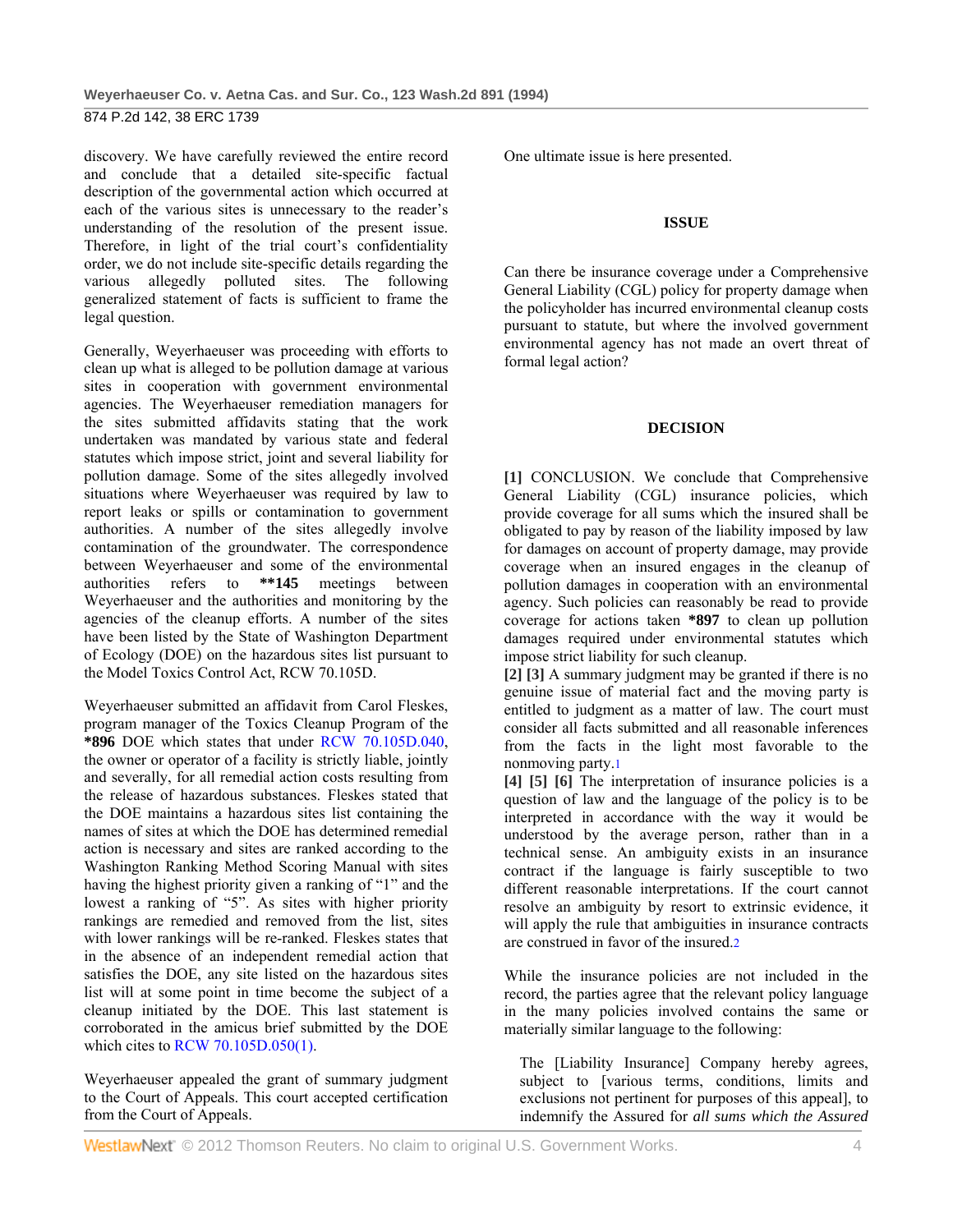discovery. We have carefully reviewed the entire record and conclude that a detailed site-specific factual description of the governmental action which occurred at each of the various sites is unnecessary to the reader's understanding of the resolution of the present issue. Therefore, in light of the trial court's confidentiality order, we do not include site-specific details regarding the various allegedly polluted sites. The following generalized statement of facts is sufficient to frame the legal question.

Generally, Weyerhaeuser was proceeding with efforts to clean up what is alleged to be pollution damage at various sites in cooperation with government environmental agencies. The Weyerhaeuser remediation managers for the sites submitted affidavits stating that the work undertaken was mandated by various state and federal statutes which impose strict, joint and several liability for pollution damage. Some of the sites allegedly involved situations where Weyerhaeuser was required by law to report leaks or spills or contamination to government authorities. A number of the sites allegedly involve contamination of the groundwater. The correspondence between Weyerhaeuser and some of the environmental authorities refers to **145 meetings between Weyerhaeuser and the authorities and monitoring by the agencies of the cleanup efforts. A number of the sites have been listed by the State of Washington Department of Ecology (DOE) on the hazardous sites list pursuant to the Model Toxics Control Act, RCW 70.105D.

Weyerhaeuser submitted an affidavit from Carol Fleskes, program manager of the Toxics Cleanup Program of the *896 DOE which states that under RCW 70.105D.040, the owner or operator of a facility is strictly liable, jointly and severally, for all remedial action costs resulting from the release of hazardous substances. Fleskes stated that the DOE maintains a hazardous sites list containing the names of sites at which the DOE has determined remedial action is necessary and sites are ranked according to the Washington Ranking Method Scoring Manual with sites having the highest priority given a ranking of "1" and the lowest a ranking of "5". As sites with higher priority rankings are remedied and removed from the list, sites with lower rankings will be re-ranked. Fleskes states that in the absence of an independent remedial action that satisfies the DOE, any site listed on the hazardous sites list will at some point in time become the subject of a cleanup initiated by the DOE. This last statement is corroborated in the amicus brief submitted by the DOE which cites to RCW 70.105D.050(1).

Weyerhaeuser appealed the grant of summary judgment to the Court of Appeals. This court accepted certification from the Court of Appeals.

One ultimate issue is here presented.

## ISSUE

Can there be insurance coverage under a Comprehensive General Liability (CGL) policy for property damage when the policyholder has incurred environmental cleanup costs pursuant to statute, but where the involved government environmental agency has not made an overt threat of formal legal action?

## DECISION

**[1]** CONCLUSION. We conclude that Comprehensive General Liability (CGL) insurance policies, which provide coverage for all sums which the insured shall be obligated to pay by reason of the liability imposed by law for damages on account of property damage, may provide coverage when an insured engages in the cleanup of pollution damages in cooperation with an environmental agency. Such policies can reasonably be read to provide coverage for actions taken *897 to clean up pollution damages required under environmental statutes which impose strict liability for such cleanup.

**[2] [3]** A summary judgment may be granted if there is no genuine issue of material fact and the moving party is entitled to judgment as a matter of law. The court must consider all facts submitted and all reasonable inferences from the facts in the light most favorable to the nonmoving party.[1]

**[4] [5] [6]** The interpretation of insurance policies is a question of law and the language of the policy is to be interpreted in accordance with the way it would be understood by the average person, rather than in a technical sense. An ambiguity exists in an insurance contract if the language is fairly susceptible to two different reasonable interpretations. If the court cannot resolve an ambiguity by resort to extrinsic evidence, it will apply the rule that ambiguities in insurance contracts are construed in favor of the insured.[2]

While the insurance policies are not included in the record, the parties agree that the relevant policy language in the many policies involved contains the same or materially similar language to the following:

> The [Liability Insurance] Company hereby agrees, subject to [various terms, conditions, limits and exclusions not pertinent for purposes of this appeal], to indemnify the Assured for *all sums which the Assured*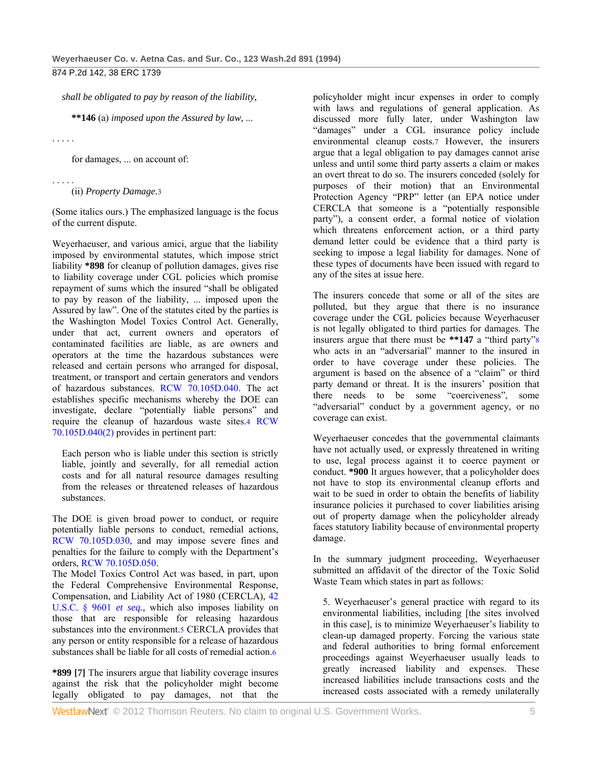*shall be obligated to pay by reason of the liability,*

**\*\*146** (a) *imposed upon the Assured by law, ...*

. . . . .

for damages, ... on account of:

. . . . .

(ii) *Property Damage.*[3]

(Some italics ours.) The emphasized language is the focus of the current dispute.

Weyerhaeuser, and various amici, argue that the liability imposed by environmental statutes, which impose strict liability **\*898** for cleanup of pollution damages, gives rise to liability coverage under CGL policies which promise repayment of sums which the insured "shall be obligated to pay by reason of the liability, ... imposed upon the Assured by law". One of the statutes cited by the parties is the Washington Model Toxics Control Act. Generally, under that act, current owners and operators of contaminated facilities are liable, as are owners and operators at the time the hazardous substances were released and certain persons who arranged for disposal, treatment, or transport and certain generators and vendors of hazardous substances. RCW 70.105D.040. The act establishes specific mechanisms whereby the DOE can investigate, declare "potentially liable persons" and require the cleanup of hazardous waste sites.[4] RCW 70.105D.040(2) provides in pertinent part:

> Each person who is liable under this section is strictly liable, jointly and severally, for all remedial action costs and for all natural resource damages resulting from the releases or threatened releases of hazardous substances.

The DOE is given broad power to conduct, or require potentially liable persons to conduct, remedial actions, RCW 70.105D.030, and may impose severe fines and penalties for the failure to comply with the Department's orders, RCW 70.105D.050.

The Model Toxics Control Act was based, in part, upon the Federal Comprehensive Environmental Response, Compensation, and Liability Act of 1980 (CERCLA), 42 U.S.C. § 9601 *et seq.,* which also imposes liability on those that are responsible for releasing hazardous substances into the environment.[5] CERCLA provides that any person or entity responsible for a release of hazardous substances shall be liable for all costs of remedial action.[6]

**\*899 [7]** The insurers argue that liability coverage insures against the risk that the policyholder might become legally obligated to pay damages, not that the policyholder might incur expenses in order to comply with laws and regulations of general application. As discussed more fully later, under Washington law "damages" under a CGL insurance policy include environmental cleanup costs.[7] However, the insurers argue that a legal obligation to pay damages cannot arise unless and until some third party asserts a claim or makes an overt threat to do so. The insurers conceded (solely for purposes of their motion) that an Environmental Protection Agency "PRP" letter (an EPA notice under CERCLA that someone is a "potentially responsible party"), a consent order, a formal notice of violation which threatens enforcement action, or a third party demand letter could be evidence that a third party is seeking to impose a legal liability for damages. None of these types of documents have been issued with regard to any of the sites at issue here.

The insurers concede that some or all of the sites are polluted, but they argue that there is no insurance coverage under the CGL policies because Weyerhaeuser is not legally obligated to third parties for damages. The insurers argue that there must be **\*\*147** a "third party"[8] who acts in an "adversarial" manner to the insured in order to have coverage under these policies. The argument is based on the absence of a "claim" or third party demand or threat. It is the insurers' position that there needs to be some "coerciveness", some "adversarial" conduct by a government agency, or no coverage can exist.

Weyerhaeuser concedes that the governmental claimants have not actually used, or expressly threatened in writing to use, legal process against it to coerce payment or conduct. **\*900** It argues however, that a policyholder does not have to stop its environmental cleanup efforts and wait to be sued in order to obtain the benefits of liability insurance policies it purchased to cover liabilities arising out of property damage when the policyholder already faces statutory liability because of environmental property damage.

In the summary judgment proceeding, Weyerhaeuser submitted an affidavit of the director of the Toxic Solid Waste Team which states in part as follows:

> 5. Weyerhaeuser's general practice with regard to its environmental liabilities, including [the sites involved in this case], is to minimize Weyerhaeuser's liability to clean-up damaged property. Forcing the various state and federal authorities to bring formal enforcement proceedings against Weyerhaeuser usually leads to greatly increased liability and expenses. These increased liabilities include transactions costs and the increased costs associated with a remedy unilaterally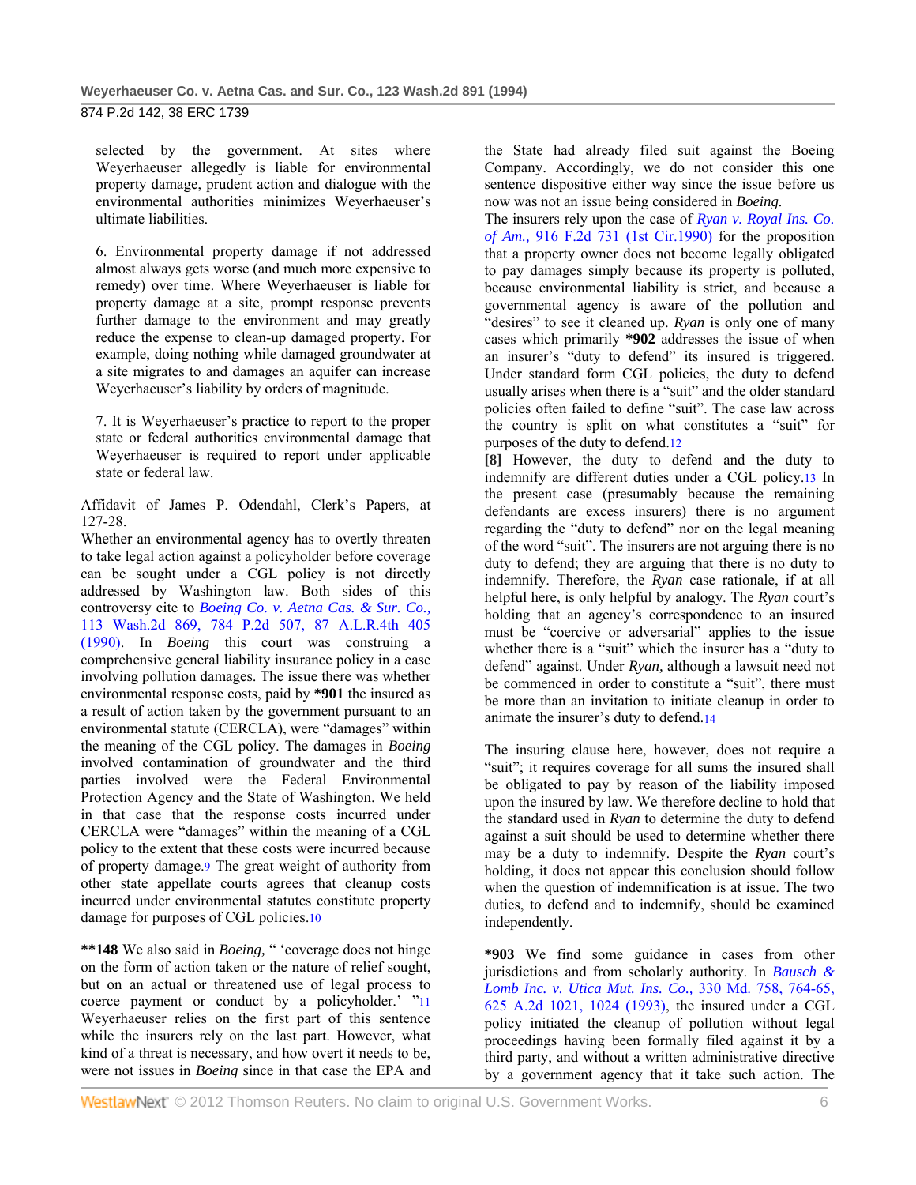selected by the government. At sites where Weyerhaeuser allegedly is liable for environmental property damage, prudent action and dialogue with the environmental authorities minimizes Weyerhaeuser's ultimate liabilities.

6. Environmental property damage if not addressed almost always gets worse (and much more expensive to remedy) over time. Where Weyerhaeuser is liable for property damage at a site, prompt response prevents further damage to the environment and may greatly reduce the expense to clean-up damaged property. For example, doing nothing while damaged groundwater at a site migrates to and damages an aquifer can increase Weyerhaeuser's liability by orders of magnitude.

7. It is Weyerhaeuser's practice to report to the proper state or federal authorities environmental damage that Weyerhaeuser is required to report under applicable state or federal law.

Affidavit of James P. Odendahl, Clerk's Papers, at 127-28.

Whether an environmental agency has to overtly threaten to take legal action against a policyholder before coverage can be sought under a CGL policy is not directly addressed by Washington law. Both sides of this controversy cite to *Boeing Co. v. Aetna Cas. & Sur. Co.,* 113 Wash.2d 869, 784 P.2d 507, 87 A.L.R.4th 405 (1990). In *Boeing* this court was construing a comprehensive general liability insurance policy in a case involving pollution damages. The issue there was whether environmental response costs, paid by **\*901** the insured as a result of action taken by the government pursuant to an environmental statute (CERCLA), were "damages" within the meaning of the CGL policy. The damages in *Boeing* involved contamination of groundwater and the third parties involved were the Federal Environmental Protection Agency and the State of Washington. We held in that case that the response costs incurred under CERCLA were "damages" within the meaning of a CGL policy to the extent that these costs were incurred because of property damage.[9] The great weight of authority from other state appellate courts agrees that cleanup costs incurred under environmental statutes constitute property damage for purposes of CGL policies.[10]

**\*\*148** We also said in *Boeing,* " 'coverage does not hinge on the form of action taken or the nature of relief sought, but on an actual or threatened use of legal process to coerce payment or conduct by a policyholder.' "[11] Weyerhaeuser relies on the first part of this sentence while the insurers rely on the last part. However, what kind of a threat is necessary, and how overt it needs to be, were not issues in *Boeing* since in that case the EPA and the State had already filed suit against the Boeing Company. Accordingly, we do not consider this one sentence dispositive either way since the issue before us now was not an issue being considered in *Boeing.*

The insurers rely upon the case of *Ryan v. Royal Ins. Co. of Am.,* 916 F.2d 731 (1st Cir.1990) for the proposition that a property owner does not become legally obligated to pay damages simply because its property is polluted, because environmental liability is strict, and because a governmental agency is aware of the pollution and "desires" to see it cleaned up. *Ryan* is only one of many cases which primarily **\*902** addresses the issue of when an insurer's "duty to defend" its insured is triggered. Under standard form CGL policies, the duty to defend usually arises when there is a "suit" and the older standard policies often failed to define "suit". The case law across the country is split on what constitutes a "suit" for purposes of the duty to defend.[12]

**[8]** However, the duty to defend and the duty to indemnify are different duties under a CGL policy.[13] In the present case (presumably because the remaining defendants are excess insurers) there is no argument regarding the "duty to defend" nor on the legal meaning of the word "suit". The insurers are not arguing there is no duty to defend; they are arguing that there is no duty to indemnify. Therefore, the *Ryan* case rationale, if at all helpful here, is only helpful by analogy. The *Ryan* court's holding that an agency's correspondence to an insured must be "coercive or adversarial" applies to the issue whether there is a "suit" which the insurer has a "duty to defend" against. Under *Ryan,* although a lawsuit need not be commenced in order to constitute a "suit", there must be more than an invitation to initiate cleanup in order to animate the insurer's duty to defend.[14]

The insuring clause here, however, does not require a "suit"; it requires coverage for all sums the insured shall be obligated to pay by reason of the liability imposed upon the insured by law. We therefore decline to hold that the standard used in *Ryan* to determine the duty to defend against a suit should be used to determine whether there may be a duty to indemnify. Despite the *Ryan* court's holding, it does not appear this conclusion should follow when the question of indemnification is at issue. The two duties, to defend and to indemnify, should be examined independently.

**\*903** We find some guidance in cases from other jurisdictions and from scholarly authority. In *Bausch & Lomb Inc. v. Utica Mut. Ins. Co.,* 330 Md. 758, 764-65, 625 A.2d 1021, 1024 (1993), the insured under a CGL policy initiated the cleanup of pollution without legal proceedings having been formally filed against it by a third party, and without a written administrative directive by a government agency that it take such action. The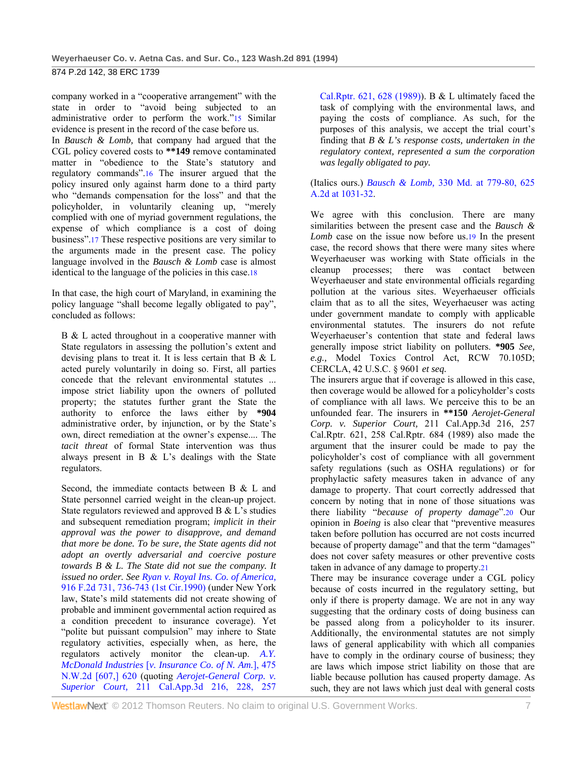company worked in a "cooperative arrangement" with the state in order to "avoid being subjected to an administrative order to perform the work."[15] Similar evidence is present in the record of the case before us.

In *Bausch & Lomb,* that company had argued that the CGL policy covered costs to **149 remove contaminated matter in "obedience to the State's statutory and regulatory commands".[16] The insurer argued that the policy insured only against harm done to a third party who "demands compensation for the loss" and that the policyholder, in voluntarily cleaning up, "merely complied with one of myriad government regulations, the expense of which compliance is a cost of doing business".[17] These respective positions are very similar to the arguments made in the present case. The policy language involved in the *Bausch & Lomb* case is almost identical to the language of the policies in this case.[18]

In that case, the high court of Maryland, in examining the policy language "shall become legally obligated to pay", concluded as follows:

> B & L acted throughout in a cooperative manner with State regulators in assessing the pollution's extent and devising plans to treat it. It is less certain that B & L acted purely voluntarily in doing so. First, all parties concede that the relevant environmental statutes ... impose strict liability upon the owners of polluted property; the statutes further grant the State the authority to enforce the laws either by *904 administrative order, by injunction, or by the State's own, direct remediation at the owner's expense.... The *tacit threat* of formal State intervention was thus always present in B & L's dealings with the State regulators.
>
> Second, the immediate contacts between B & L and State personnel carried weight in the clean-up project. State regulators reviewed and approved B & L's studies and subsequent remediation program; *implicit in their approval was the power to disapprove, and demand that more be done. To be sure, the State agents did not adopt an overtly adversarial and coercive posture towards B & L. The State did not sue the company. It issued no order. See Ryan v. Royal Ins. Co. of America,* 916 F.2d 731, 736-743 (1st Cir.1990) (under New York law, State's mild statements did not create showing of probable and imminent governmental action required as a condition precedent to insurance coverage). Yet "polite but puissant compulsion" may inhere to State regulatory activities, especially when, as here, the regulators actively monitor the clean-up. *A.Y. McDonald Industries [v. Insurance Co. of N. Am.],* 475 N.W.2d [607,] 620 (quoting *Aerojet-General Corp. v. Superior Court,* 211 Cal.App.3d 216, 228, 257 Cal.Rptr. 621, 628 (1989)). B & L ultimately faced the task of complying with the environmental laws, and paying the costs of compliance. As such, for the purposes of this analysis, we accept the trial court's finding that *B & L's response costs, undertaken in the regulatory context, represented a sum the corporation was legally obligated to pay.*

(Italics ours.) *Bausch & Lomb,* 330 Md. at 779-80, 625 A.2d at 1031-32.

We agree with this conclusion. There are many similarities between the present case and the *Bausch & Lomb* case on the issue now before us.[19] In the present case, the record shows that there were many sites where Weyerhaeuser was working with State officials in the cleanup processes; there was contact between Weyerhaeuser and state environmental officials regarding pollution at the various sites. Weyerhaeuser officials claim that as to all the sites, Weyerhaeuser was acting under government mandate to comply with applicable environmental statutes. The insurers do not refute Weyerhaeuser's contention that state and federal laws generally impose strict liability on polluters. *905 *See, e.g.,* Model Toxics Control Act, RCW 70.105D; CERCLA, 42 U.S.C. § 9601 *et seq.*

The insurers argue that if coverage is allowed in this case, then coverage would be allowed for a policyholder's costs of compliance with all laws. We perceive this to be an unfounded fear. The insurers in **150 *Aerojet-General Corp. v. Superior Court,* 211 Cal.App.3d 216, 257 Cal.Rptr. 621, 258 Cal.Rptr. 684 (1989) also made the argument that the insurer could be made to pay the policyholder's cost of compliance with all government safety regulations (such as OSHA regulations) or for prophylactic safety measures taken in advance of any damage to property. That court correctly addressed that concern by noting that in none of those situations was there liability "*because of property damage*".[20] Our opinion in *Boeing* is also clear that "preventive measures taken before pollution has occurred are not costs incurred because of property damage" and that the term "damages" does not cover safety measures or other preventive costs taken in advance of any damage to property.[21]

There may be insurance coverage under a CGL policy because of costs incurred in the regulatory setting, but only if there is property damage. We are not in any way suggesting that the ordinary costs of doing business can be passed along from a policyholder to its insurer. Additionally, the environmental statutes are not simply laws of general applicability with which all companies have to comply in the ordinary course of business; they are laws which impose strict liability on those that are liable because pollution has caused property damage. As such, they are not laws which just deal with general costs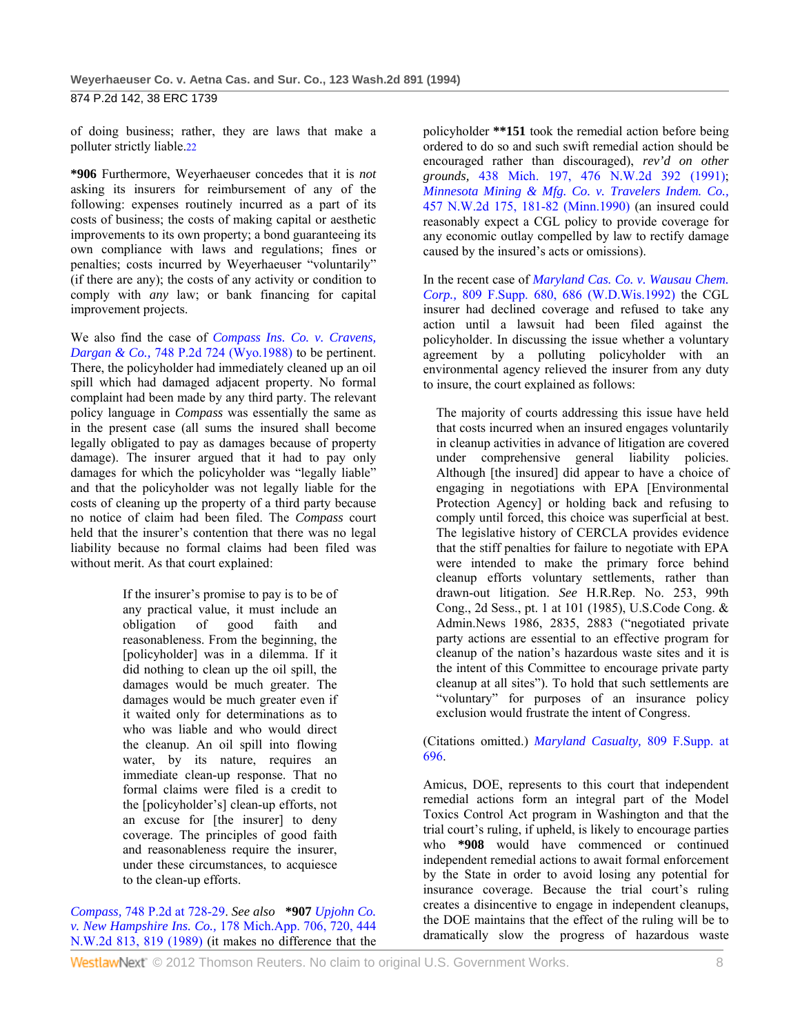of doing business; rather, they are laws that make a polluter strictly liable.[22]

**\*906** Furthermore, Weyerhaeuser concedes that it is *not* asking its insurers for reimbursement of any of the following: expenses routinely incurred as a part of its costs of business; the costs of making capital or aesthetic improvements to its own property; a bond guaranteeing its own compliance with laws and regulations; fines or penalties; costs incurred by Weyerhaeuser "voluntarily" (if there are any); the costs of any activity or condition to comply with *any* law; or bank financing for capital improvement projects.

We also find the case of *Compass Ins. Co. v. Cravens, Dargan & Co.,* 748 P.2d 724 (Wyo.1988) to be pertinent. There, the policyholder had immediately cleaned up an oil spill which had damaged adjacent property. No formal complaint had been made by any third party. The relevant policy language in *Compass* was essentially the same as in the present case (all sums the insured shall become legally obligated to pay as damages because of property damage). The insurer argued that it had to pay only damages for which the policyholder was "legally liable" and that the policyholder was not legally liable for the costs of cleaning up the property of a third party because no notice of claim had been filed. The *Compass* court held that the insurer's contention that there was no legal liability because no formal claims had been filed was without merit. As that court explained:

> If the insurer's promise to pay is to be of any practical value, it must include an obligation of good faith and reasonableness. From the beginning, the [policyholder] was in a dilemma. If it did nothing to clean up the oil spill, the damages would be much greater. The damages would be much greater even if it waited only for determinations as to who was liable and who would direct the cleanup. An oil spill into flowing water, by its nature, requires an immediate clean-up response. That no formal claims were filed is a credit to the [policyholder's] clean-up efforts, not an excuse for [the insurer] to deny coverage. The principles of good faith and reasonableness require the insurer, under these circumstances, to acquiesce to the clean-up efforts.

*Compass,* 748 P.2d at 728-29. *See also* **\*907** *Upjohn Co. v. New Hampshire Ins. Co.,* 178 Mich.App. 706, 720, 444 N.W.2d 813, 819 (1989) (it makes no difference that the policyholder **\*\*151** took the remedial action before being ordered to do so and such swift remedial action should be encouraged rather than discouraged), *rev'd on other grounds,* 438 Mich. 197, 476 N.W.2d 392 (1991); *Minnesota Mining & Mfg. Co. v. Travelers Indem. Co.,* 457 N.W.2d 175, 181-82 (Minn.1990) (an insured could reasonably expect a CGL policy to provide coverage for any economic outlay compelled by law to rectify damage caused by the insured's acts or omissions).

In the recent case of *Maryland Cas. Co. v. Wausau Chem. Corp.,* 809 F.Supp. 680, 686 (W.D.Wis.1992) the CGL insurer had declined coverage and refused to take any action until a lawsuit had been filed against the policyholder. In discussing the issue whether a voluntary agreement by a polluting policyholder with an environmental agency relieved the insurer from any duty to insure, the court explained as follows:

> The majority of courts addressing this issue have held that costs incurred when an insured engages voluntarily in cleanup activities in advance of litigation are covered under comprehensive general liability policies. Although [the insured] did appear to have a choice of engaging in negotiations with EPA [Environmental Protection Agency] or holding back and refusing to comply until forced, this choice was superficial at best. The legislative history of CERCLA provides evidence that the stiff penalties for failure to negotiate with EPA were intended to make the primary force behind cleanup efforts voluntary settlements, rather than drawn-out litigation. *See* H.R.Rep. No. 253, 99th Cong., 2d Sess., pt. 1 at 101 (1985), U.S.Code Cong. & Admin.News 1986, 2835, 2883 ("negotiated private party actions are essential to an effective program for cleanup of the nation's hazardous waste sites and it is the intent of this Committee to encourage private party cleanup at all sites"). To hold that such settlements are "voluntary" for purposes of an insurance policy exclusion would frustrate the intent of Congress.

(Citations omitted.) *Maryland Casualty,* 809 F.Supp. at 696.

Amicus, DOE, represents to this court that independent remedial actions form an integral part of the Model Toxics Control Act program in Washington and that the trial court's ruling, if upheld, is likely to encourage parties who **\*908** would have commenced or continued independent remedial actions to await formal enforcement by the State in order to avoid losing any potential for insurance coverage. Because the trial court's ruling creates a disincentive to engage in independent cleanups, the DOE maintains that the effect of the ruling will be to dramatically slow the progress of hazardous waste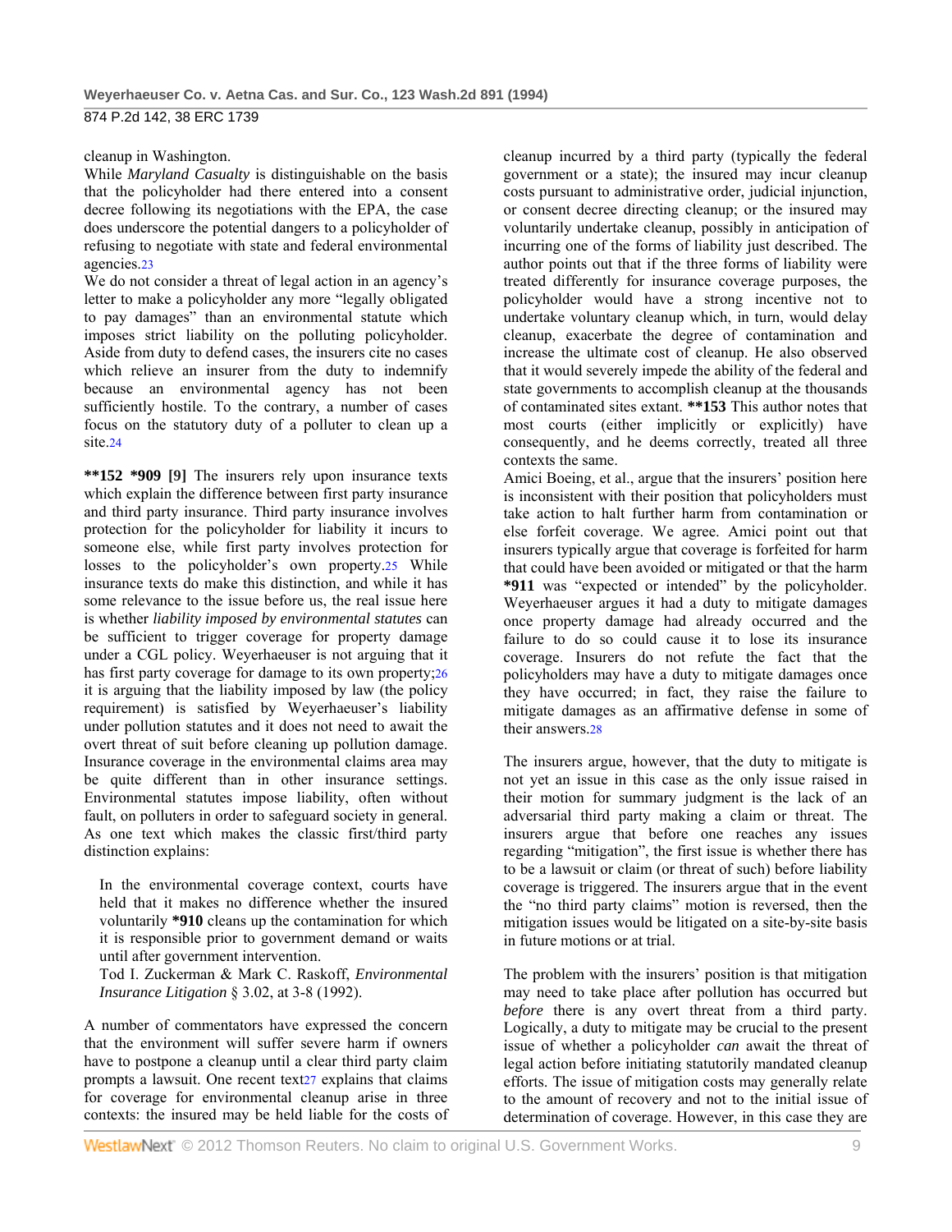cleanup in Washington.

While *Maryland Casualty* is distinguishable on the basis that the policyholder had there entered into a consent decree following its negotiations with the EPA, the case does underscore the potential dangers to a policyholder of refusing to negotiate with state and federal environmental agencies.[23]

We do not consider a threat of legal action in an agency's letter to make a policyholder any more "legally obligated to pay damages" than an environmental statute which imposes strict liability on the polluting policyholder. Aside from duty to defend cases, the insurers cite no cases which relieve an insurer from the duty to indemnify because an environmental agency has not been sufficiently hostile. To the contrary, a number of cases focus on the statutory duty of a polluter to clean up a site.[24]

**\*\*152 \*909 [9]** The insurers rely upon insurance texts which explain the difference between first party insurance and third party insurance. Third party insurance involves protection for the policyholder for liability it incurs to someone else, while first party involves protection for losses to the policyholder's own property.[25] While insurance texts do make this distinction, and while it has some relevance to the issue before us, the real issue here is whether *liability imposed by environmental statutes* can be sufficient to trigger coverage for property damage under a CGL policy. Weyerhaeuser is not arguing that it has first party coverage for damage to its own property;[26] it is arguing that the liability imposed by law (the policy requirement) is satisfied by Weyerhaeuser's liability under pollution statutes and it does not need to await the overt threat of suit before cleaning up pollution damage. Insurance coverage in the environmental claims area may be quite different than in other insurance settings. Environmental statutes impose liability, often without fault, on polluters in order to safeguard society in general. As one text which makes the classic first/third party distinction explains:

> In the environmental coverage context, courts have held that it makes no difference whether the insured voluntarily **\*910** cleans up the contamination for which it is responsible prior to government demand or waits until after government intervention.
>
> Tod I. Zuckerman & Mark C. Raskoff, *Environmental Insurance Litigation* § 3.02, at 3-8 (1992).

A number of commentators have expressed the concern that the environment will suffer severe harm if owners have to postpone a cleanup until a clear third party claim prompts a lawsuit. One recent text[27] explains that claims for coverage for environmental cleanup arise in three contexts: the insured may be held liable for the costs of cleanup incurred by a third party (typically the federal government or a state); the insured may incur cleanup costs pursuant to administrative order, judicial injunction, or consent decree directing cleanup; or the insured may voluntarily undertake cleanup, possibly in anticipation of incurring one of the forms of liability just described. The author points out that if the three forms of liability were treated differently for insurance coverage purposes, the policyholder would have a strong incentive not to undertake voluntary cleanup which, in turn, would delay cleanup, exacerbate the degree of contamination and increase the ultimate cost of cleanup. He also observed that it would severely impede the ability of the federal and state governments to accomplish cleanup at the thousands of contaminated sites extant. **\*\*153** This author notes that most courts (either implicitly or explicitly) have consequently, and he deems correctly, treated all three contexts the same.

Amici Boeing, et al., argue that the insurers' position here is inconsistent with their position that policyholders must take action to halt further harm from contamination or else forfeit coverage. We agree. Amici point out that insurers typically argue that coverage is forfeited for harm that could have been avoided or mitigated or that the harm **\*911** was "expected or intended" by the policyholder. Weyerhaeuser argues it had a duty to mitigate damages once property damage had already occurred and the failure to do so could cause it to lose its insurance coverage. Insurers do not refute the fact that the policyholders may have a duty to mitigate damages once they have occurred; in fact, they raise the failure to mitigate damages as an affirmative defense in some of their answers.[28]

The insurers argue, however, that the duty to mitigate is not yet an issue in this case as the only issue raised in their motion for summary judgment is the lack of an adversarial third party making a claim or threat. The insurers argue that before one reaches any issues regarding "mitigation", the first issue is whether there has to be a lawsuit or claim (or threat of such) before liability coverage is triggered. The insurers argue that in the event the "no third party claims" motion is reversed, then the mitigation issues would be litigated on a site-by-site basis in future motions or at trial.

The problem with the insurers' position is that mitigation may need to take place after pollution has occurred but *before* there is any overt threat from a third party. Logically, a duty to mitigate may be crucial to the present issue of whether a policyholder *can* await the threat of legal action before initiating statutorily mandated cleanup efforts. The issue of mitigation costs may generally relate to the amount of recovery and not to the initial issue of determination of coverage. However, in this case they are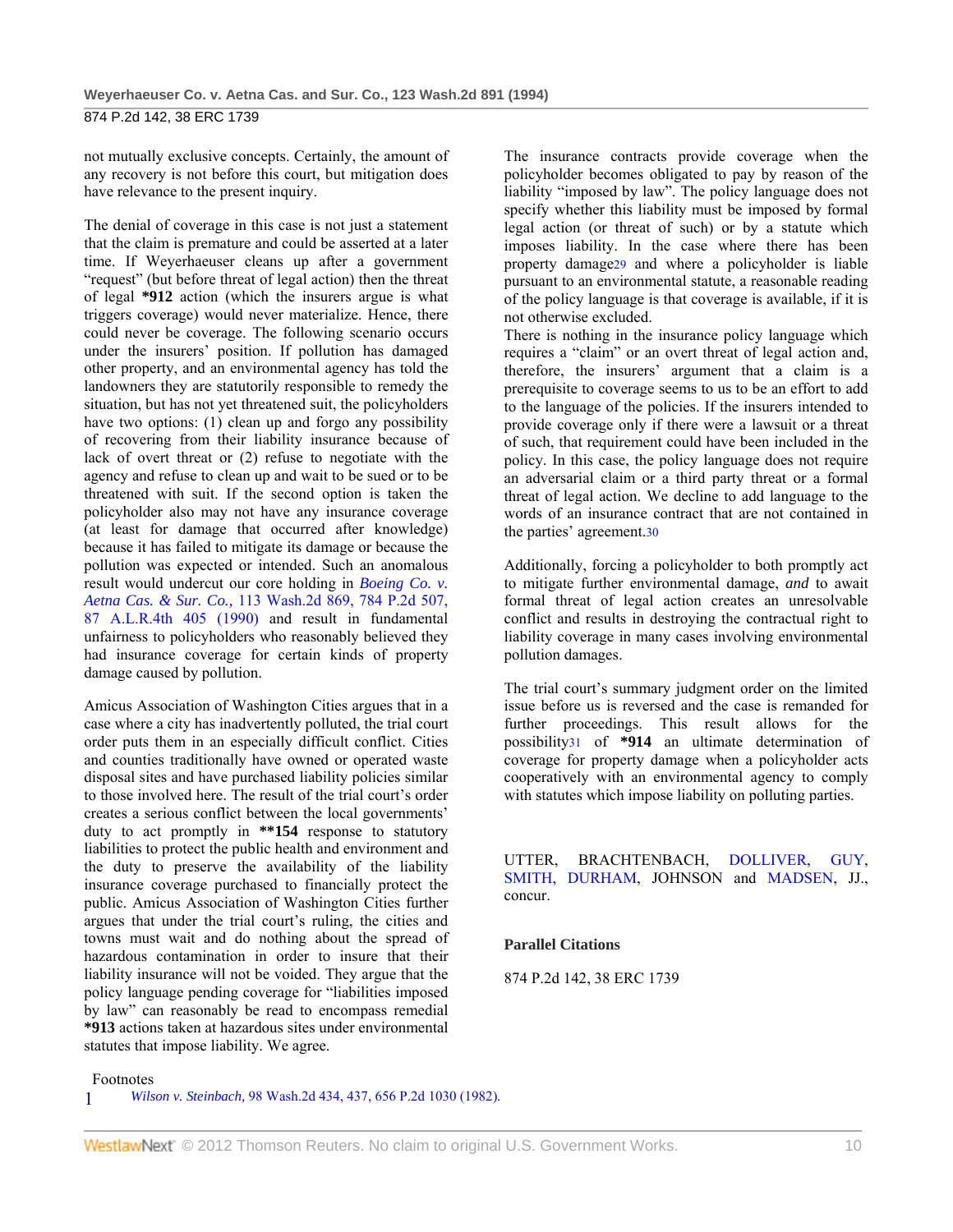not mutually exclusive concepts. Certainly, the amount of any recovery is not before this court, but mitigation does have relevance to the present inquiry.

The denial of coverage in this case is not just a statement that the claim is premature and could be asserted at a later time. If Weyerhaeuser cleans up after a government "request" (but before threat of legal action) then the threat of legal **\*912** action (which the insurers argue is what triggers coverage) would never materialize. Hence, there could never be coverage. The following scenario occurs under the insurers' position. If pollution has damaged other property, and an environmental agency has told the landowners they are statutorily responsible to remedy the situation, but has not yet threatened suit, the policyholders have two options: (1) clean up and forgo any possibility of recovering from their liability insurance because of lack of overt threat or (2) refuse to negotiate with the agency and refuse to clean up and wait to be sued or to be threatened with suit. If the second option is taken the policyholder also may not have any insurance coverage (at least for damage that occurred after knowledge) because it has failed to mitigate its damage or because the pollution was expected or intended. Such an anomalous result would undercut our core holding in *Boeing Co. v. Aetna Cas. & Sur. Co.,* 113 Wash.2d 869, 784 P.2d 507, 87 A.L.R.4th 405 (1990) and result in fundamental unfairness to policyholders who reasonably believed they had insurance coverage for certain kinds of property damage caused by pollution.

Amicus Association of Washington Cities argues that in a case where a city has inadvertently polluted, the trial court order puts them in an especially difficult conflict. Cities and counties traditionally have owned or operated waste disposal sites and have purchased liability policies similar to those involved here. The result of the trial court's order creates a serious conflict between the local governments' duty to act promptly in **\*\*154** response to statutory liabilities to protect the public health and environment and the duty to preserve the availability of the liability insurance coverage purchased to financially protect the public. Amicus Association of Washington Cities further argues that under the trial court's ruling, the cities and towns must wait and do nothing about the spread of hazardous contamination in order to insure that their liability insurance will not be voided. They argue that the policy language pending coverage for "liabilities imposed by law" can reasonably be read to encompass remedial **\*913** actions taken at hazardous sites under environmental statutes that impose liability. We agree.

The insurance contracts provide coverage when the policyholder becomes obligated to pay by reason of the liability "imposed by law". The policy language does not specify whether this liability must be imposed by formal legal action (or threat of such) or by a statute which imposes liability. In the case where there has been property damage[29] and where a policyholder is liable pursuant to an environmental statute, a reasonable reading of the policy language is that coverage is available, if it is not otherwise excluded.

There is nothing in the insurance policy language which requires a "claim" or an overt threat of legal action and, therefore, the insurers' argument that a claim is a prerequisite to coverage seems to us to be an effort to add to the language of the policies. If the insurers intended to provide coverage only if there were a lawsuit or a threat of such, that requirement could have been included in the policy. In this case, the policy language does not require an adversarial claim or a third party threat or a formal threat of legal action. We decline to add language to the words of an insurance contract that are not contained in the parties' agreement.[30]

Additionally, forcing a policyholder to both promptly act to mitigate further environmental damage, *and* to await formal threat of legal action creates an unresolvable conflict and results in destroying the contractual right to liability coverage in many cases involving environmental pollution damages.

The trial court's summary judgment order on the limited issue before us is reversed and the case is remanded for further proceedings. This result allows for the possibility[31] of **\*914** an ultimate determination of coverage for property damage when a policyholder acts cooperatively with an environmental agency to comply with statutes which impose liability on polluting parties.

UTTER, BRACHTENBACH, DOLLIVER, GUY, SMITH, DURHAM, JOHNSON and MADSEN, JJ., concur.

**Parallel Citations**

874 P.2d 142, 38 ERC 1739

Footnotes

1 *Wilson v. Steinbach,* 98 Wash.2d 434, 437, 656 P.2d 1030 (1982).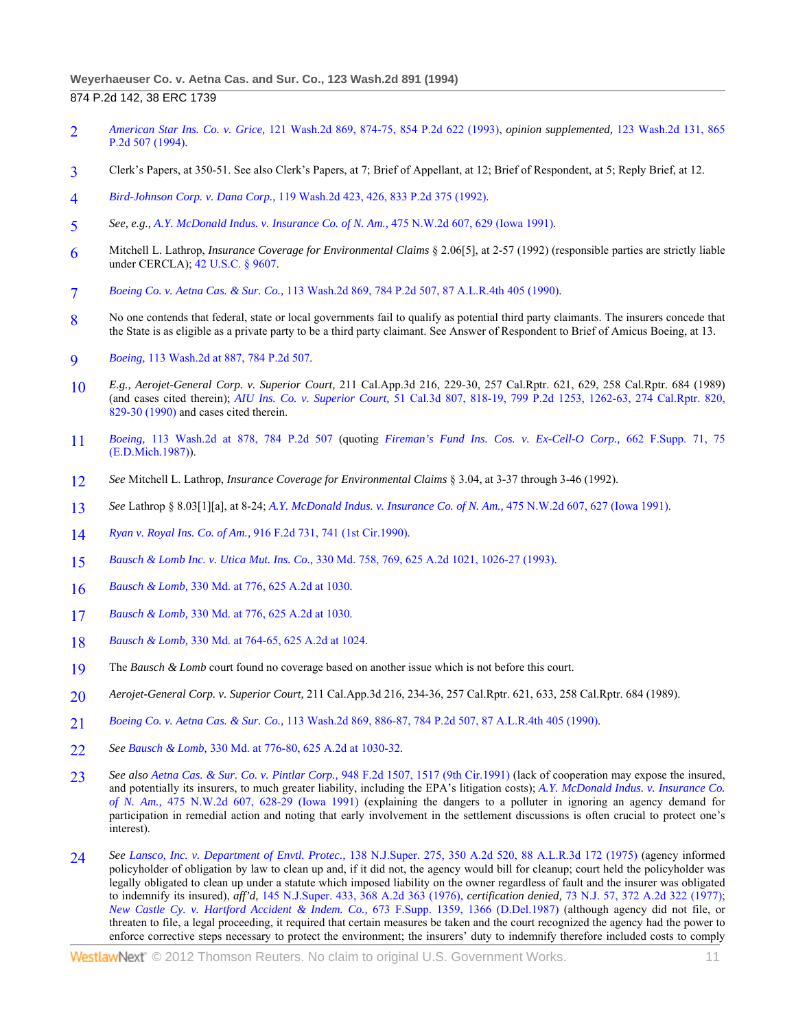2 *American Star Ins. Co. v. Grice,* 121 Wash.2d 869, 874-75, 854 P.2d 622 (1993), *opinion supplemented,* 123 Wash.2d 131, 865 P.2d 507 (1994).

3 Clerk's Papers, at 350-51. See also Clerk's Papers, at 7; Brief of Appellant, at 12; Brief of Respondent, at 5; Reply Brief, at 12.

4 *Bird-Johnson Corp. v. Dana Corp.,* 119 Wash.2d 423, 426, 833 P.2d 375 (1992).

5 *See, e.g., A.Y. McDonald Indus. v. Insurance Co. of N. Am.,* 475 N.W.2d 607, 629 (Iowa 1991).

6 Mitchell L. Lathrop, *Insurance Coverage for Environmental Claims* § 2.06[5], at 2-57 (1992) (responsible parties are strictly liable under CERCLA); 42 U.S.C. § 9607.

7 *Boeing Co. v. Aetna Cas. & Sur. Co.,* 113 Wash.2d 869, 784 P.2d 507, 87 A.L.R.4th 405 (1990).

8 No one contends that federal, state or local governments fail to qualify as potential third party claimants. The insurers concede that the State is as eligible as a private party to be a third party claimant. See Answer of Respondent to Brief of Amicus Boeing, at 13.

9 *Boeing,* 113 Wash.2d at 887, 784 P.2d 507.

10 *E.g., Aerojet-General Corp. v. Superior Court,* 211 Cal.App.3d 216, 229-30, 257 Cal.Rptr. 621, 629, 258 Cal.Rptr. 684 (1989) (and cases cited therein); *AIU Ins. Co. v. Superior Court,* 51 Cal.3d 807, 818-19, 799 P.2d 1253, 1262-63, 274 Cal.Rptr. 820, 829-30 (1990) and cases cited therein.

11 *Boeing,* 113 Wash.2d at 878, 784 P.2d 507 (quoting *Fireman's Fund Ins. Cos. v. Ex-Cell-O Corp.,* 662 F.Supp. 71, 75 (E.D.Mich.1987)).

12 *See* Mitchell L. Lathrop, *Insurance Coverage for Environmental Claims* § 3.04, at 3-37 through 3-46 (1992).

13 *See* Lathrop § 8.03[1][a], at 8-24; *A.Y. McDonald Indus. v. Insurance Co. of N. Am.,* 475 N.W.2d 607, 627 (Iowa 1991).

14 *Ryan v. Royal Ins. Co. of Am.,* 916 F.2d 731, 741 (1st Cir.1990).

15 *Bausch & Lomb Inc. v. Utica Mut. Ins. Co.,* 330 Md. 758, 769, 625 A.2d 1021, 1026-27 (1993).

16 *Bausch & Lomb,* 330 Md. at 776, 625 A.2d at 1030.

17 *Bausch & Lomb,* 330 Md. at 776, 625 A.2d at 1030.

18 *Bausch & Lomb,* 330 Md. at 764-65, 625 A.2d at 1024.

19 The *Bausch & Lomb* court found no coverage based on another issue which is not before this court.

20 *Aerojet-General Corp. v. Superior Court,* 211 Cal.App.3d 216, 234-36, 257 Cal.Rptr. 621, 633, 258 Cal.Rptr. 684 (1989).

21 *Boeing Co. v. Aetna Cas. & Sur. Co.,* 113 Wash.2d 869, 886-87, 784 P.2d 507, 87 A.L.R.4th 405 (1990).

22 *See Bausch & Lomb,* 330 Md. at 776-80, 625 A.2d at 1030-32.

23 *See also Aetna Cas. & Sur. Co. v. Pintlar Corp.,* 948 F.2d 1507, 1517 (9th Cir.1991) (lack of cooperation may expose the insured, and potentially its insurers, to much greater liability, including the EPA's litigation costs); *A.Y. McDonald Indus. v. Insurance Co. of N. Am.,* 475 N.W.2d 607, 628-29 (Iowa 1991) (explaining the dangers to a polluter in ignoring an agency demand for participation in remedial action and noting that early involvement in the settlement discussions is often crucial to protect one's interest).

24 *See Lansco, Inc. v. Department of Envtl. Protec.,* 138 N.J.Super. 275, 350 A.2d 520, 88 A.L.R.3d 172 (1975) (agency informed policyholder of obligation by law to clean up and, if it did not, the agency would bill for cleanup; court held the policyholder was legally obligated to clean up under a statute which imposed liability on the owner regardless of fault and the insurer was obligated to indemnify its insured), *aff'd,* 145 N.J.Super. 433, 368 A.2d 363 (1976), *certification denied,* 73 N.J. 57, 372 A.2d 322 (1977); *New Castle Cy. v. Hartford Accident & Indem. Co.,* 673 F.Supp. 1359, 1366 (D.Del.1987) (although agency did not file, or threaten to file, a legal proceeding, it required that certain measures be taken and the court recognized the agency had the power to enforce corrective steps necessary to protect the environment; the insurers' duty to indemnify therefore included costs to comply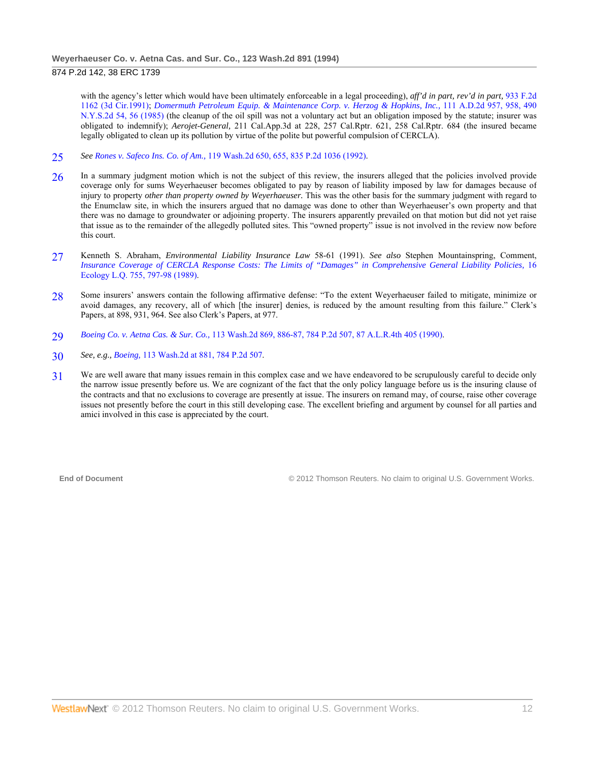with the agency's letter which would have been ultimately enforceable in a legal proceeding), *aff'd in part, rev'd in part,* 933 F.2d 1162 (3d Cir.1991); *Domermuth Petroleum Equip. & Maintenance Corp. v. Herzog & Hopkins, Inc.,* 111 A.D.2d 957, 958, 490 N.Y.S.2d 54, 56 (1985) (the cleanup of the oil spill was not a voluntary act but an obligation imposed by the statute; insurer was obligated to indemnify); *Aerojet-General,* 211 Cal.App.3d at 228, 257 Cal.Rptr. 621, 258 Cal.Rptr. 684 (the insured became legally obligated to clean up its pollution by virtue of the polite but powerful compulsion of CERCLA).

25 *See Rones v. Safeco Ins. Co. of Am.,* 119 Wash.2d 650, 655, 835 P.2d 1036 (1992).

26 In a summary judgment motion which is not the subject of this review, the insurers alleged that the policies involved provide coverage only for sums Weyerhaeuser becomes obligated to pay by reason of liability imposed by law for damages because of injury to property *other than property owned by Weyerhaeuser.* This was the other basis for the summary judgment with regard to the Enumclaw site, in which the insurers argued that no damage was done to other than Weyerhaeuser's own property and that there was no damage to groundwater or adjoining property. The insurers apparently prevailed on that motion but did not yet raise that issue as to the remainder of the allegedly polluted sites. This "owned property" issue is not involved in the review now before this court.

27 Kenneth S. Abraham, *Environmental Liability Insurance Law* 58-61 (1991). *See also* Stephen Mountainspring, Comment, *Insurance Coverage of CERCLA Response Costs: The Limits of "Damages" in Comprehensive General Liability Policies,* 16 Ecology L.Q. 755, 797-98 (1989).

28 Some insurers' answers contain the following affirmative defense: "To the extent Weyerhaeuser failed to mitigate, minimize or avoid damages, any recovery, all of which [the insurer] denies, is reduced by the amount resulting from this failure." Clerk's Papers, at 898, 931, 964. See also Clerk's Papers, at 977.

29 *Boeing Co. v. Aetna Cas. & Sur. Co.,* 113 Wash.2d 869, 886-87, 784 P.2d 507, 87 A.L.R.4th 405 (1990).

30 *See, e.g., Boeing,* 113 Wash.2d at 881, 784 P.2d 507.

31 We are well aware that many issues remain in this complex case and we have endeavored to be scrupulously careful to decide only the narrow issue presently before us. We are cognizant of the fact that the only policy language before us is the insuring clause of the contracts and that no exclusions to coverage are presently at issue. The insurers on remand may, of course, raise other coverage issues not presently before the court in this still developing case. The excellent briefing and argument by counsel for all parties and amici involved in this case is appreciated by the court.

**End of Document**